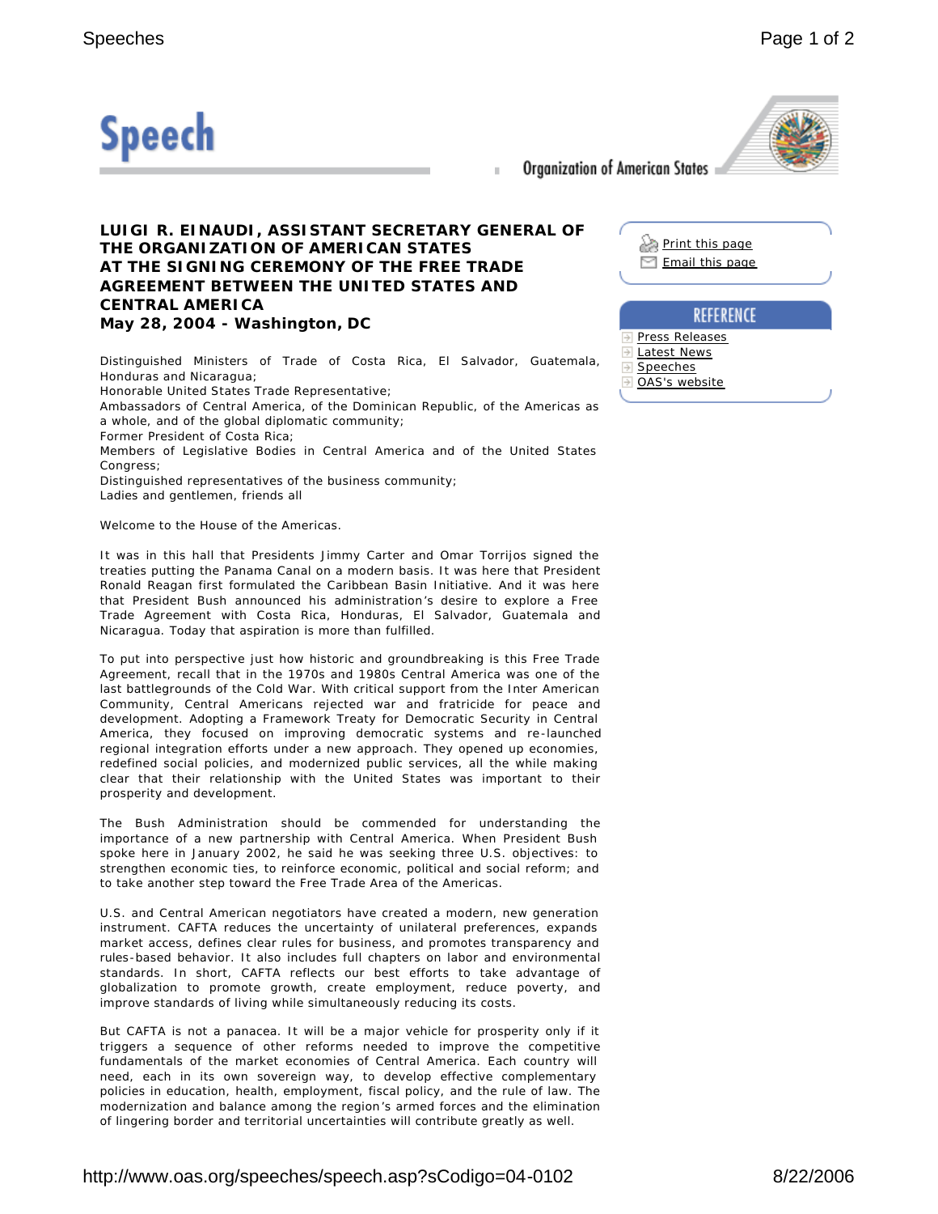# Speech

Organization of American States

## LUIGI R. EINAUDI, ASSISTANT SECRETARY GENERAL OF THE ORGANIZATION OF AMERICAN STATES AT THE SIGNING CEREMONY OF THE FREE TRADE AGREEMENT BETWEEN THE UNITED STATES AND CENTRAL AMERICA

**May 28, 2004 - Washington, DC**

Distinguished Ministers of Trade of Costa Rica, El Salvador, Guatemala, Honduras and Nicaragua;
Honorable United States Trade Representative;
Ambassadors of Central America, of the Dominican Republic, of the Americas as a whole, and of the global diplomatic community;
Former President of Costa Rica;
Members of Legislative Bodies in Central America and of the United States Congress;
Distinguished representatives of the business community;
Ladies and gentlemen, friends all

Welcome to the House of the Americas.

It was in this hall that Presidents Jimmy Carter and Omar Torrijos signed the treaties putting the Panama Canal on a modern basis. It was here that President Ronald Reagan first formulated the Caribbean Basin Initiative. And it was here that President Bush announced his administration's desire to explore a Free Trade Agreement with Costa Rica, Honduras, El Salvador, Guatemala and Nicaragua. Today that aspiration is more than fulfilled.

To put into perspective just how historic and groundbreaking is this Free Trade Agreement, recall that in the 1970s and 1980s Central America was one of the last battlegrounds of the Cold War. With critical support from the Inter American Community, Central Americans rejected war and fratricide for peace and development. Adopting a Framework Treaty for Democratic Security in Central America, they focused on improving democratic systems and re-launched regional integration efforts under a new approach. They opened up economies, redefined social policies, and modernized public services, all the while making clear that their relationship with the United States was important to their prosperity and development.

The Bush Administration should be commended for understanding the importance of a new partnership with Central America. When President Bush spoke here in January 2002, he said he was seeking three U.S. objectives: to strengthen economic ties, to reinforce economic, political and social reform; and to take another step toward the Free Trade Area of the Americas.

U.S. and Central American negotiators have created a modern, new generation instrument. CAFTA reduces the uncertainty of unilateral preferences, expands market access, defines clear rules for business, and promotes transparency and rules-based behavior. It also includes full chapters on labor and environmental standards. In short, CAFTA reflects our best efforts to take advantage of globalization to promote growth, create employment, reduce poverty, and improve standards of living while simultaneously reducing its costs.

But CAFTA is not a panacea. It will be a major vehicle for prosperity only if it triggers a sequence of other reforms needed to improve the competitive fundamentals of the market economies of Central America. Each country will need, each in its own sovereign way, to develop effective complementary policies in education, health, employment, fiscal policy, and the rule of law. The modernization and balance among the region's armed forces and the elimination of lingering border and territorial uncertainties will contribute greatly as well.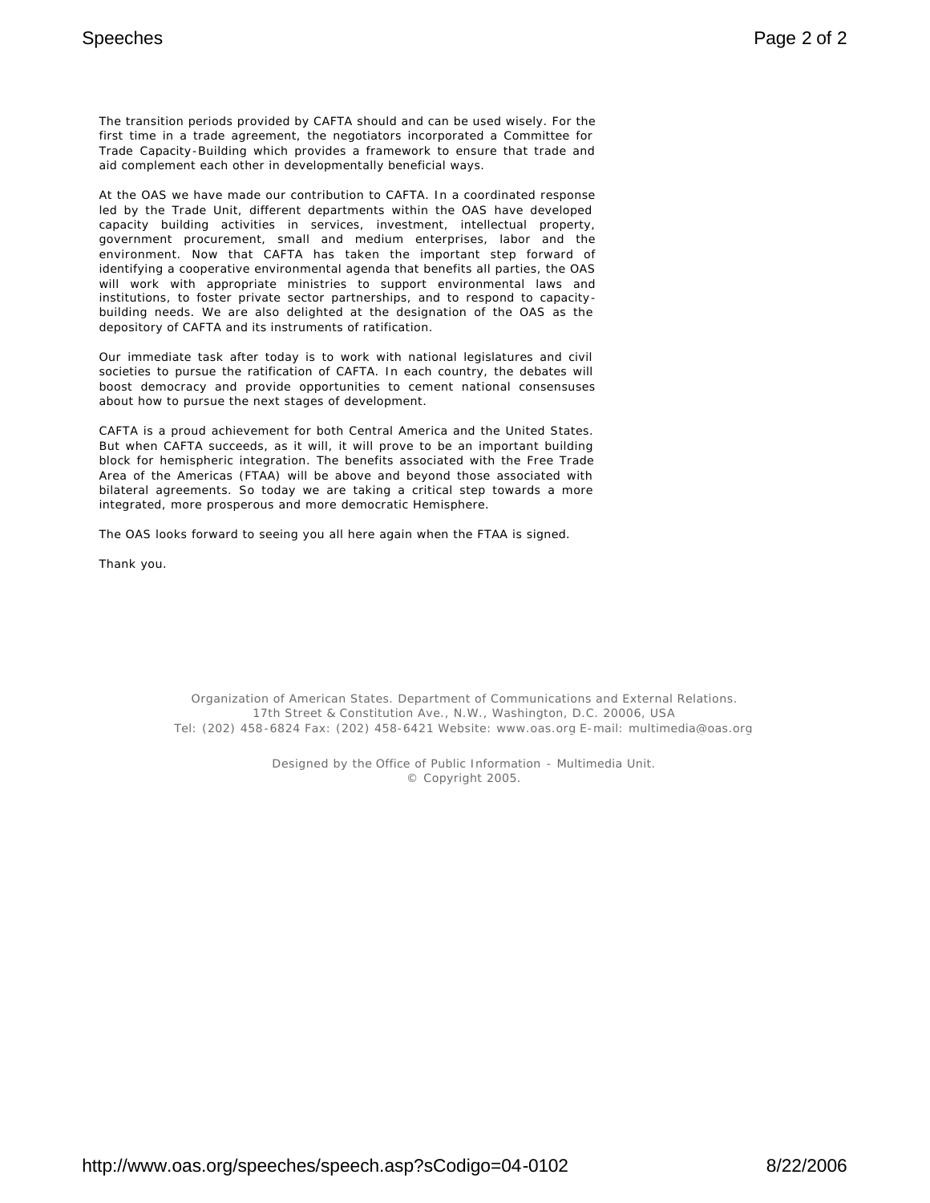The transition periods provided by CAFTA should and can be used wisely. For the first time in a trade agreement, the negotiators incorporated a Committee for Trade Capacity-Building which provides a framework to ensure that trade and aid complement each other in developmentally beneficial ways.

At the OAS we have made our contribution to CAFTA. In a coordinated response led by the Trade Unit, different departments within the OAS have developed capacity building activities in services, investment, intellectual property, government procurement, small and medium enterprises, labor and the environment. Now that CAFTA has taken the important step forward of identifying a cooperative environmental agenda that benefits all parties, the OAS will work with appropriate ministries to support environmental laws and institutions, to foster private sector partnerships, and to respond to capacity-building needs. We are also delighted at the designation of the OAS as the depository of CAFTA and its instruments of ratification.

Our immediate task after today is to work with national legislatures and civil societies to pursue the ratification of CAFTA. In each country, the debates will boost democracy and provide opportunities to cement national consensuses about how to pursue the next stages of development.

CAFTA is a proud achievement for both Central America and the United States. But when CAFTA succeeds, as it will, it will prove to be an important building block for hemispheric integration. The benefits associated with the Free Trade Area of the Americas (FTAA) will be above and beyond those associated with bilateral agreements. So today we are taking a critical step towards a more integrated, more prosperous and more democratic Hemisphere.

The OAS looks forward to seeing you all here again when the FTAA is signed.

Thank you.

Organization of American States. Department of Communications and External Relations.
17th Street & Constitution Ave., N.W., Washington, D.C. 20006, USA
Tel: (202) 458-6824 Fax: (202) 458-6421 Website: www.oas.org E-mail: multimedia@oas.org

Designed by the Office of Public Information - Multimedia Unit.
© Copyright 2005.